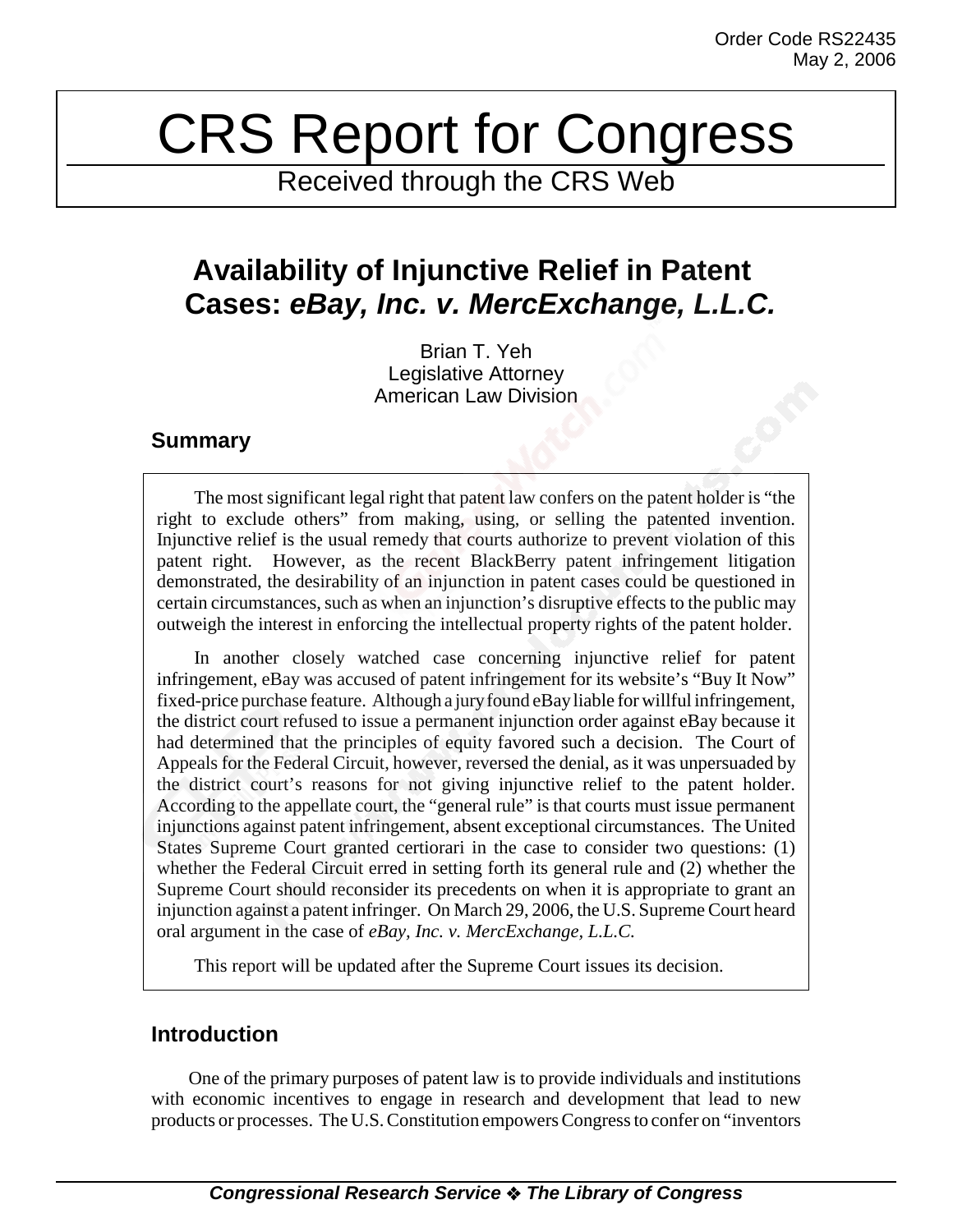Order Code RS22435
May 2, 2006

# CRS Report for Congress

Received through the CRS Web

## Availability of Injunctive Relief in Patent Cases: *eBay, Inc. v. MercExchange, L.L.C.*

Brian T. Yeh
Legislative Attorney
American Law Division

### Summary

The most significant legal right that patent law confers on the patent holder is "the right to exclude others" from making, using, or selling the patented invention. Injunctive relief is the usual remedy that courts authorize to prevent violation of this patent right. However, as the recent BlackBerry patent infringement litigation demonstrated, the desirability of an injunction in patent cases could be questioned in certain circumstances, such as when an injunction's disruptive effects to the public may outweigh the interest in enforcing the intellectual property rights of the patent holder.

In another closely watched case concerning injunctive relief for patent infringement, eBay was accused of patent infringement for its website's "Buy It Now" fixed-price purchase feature. Although a jury found eBay liable for willful infringement, the district court refused to issue a permanent injunction order against eBay because it had determined that the principles of equity favored such a decision. The Court of Appeals for the Federal Circuit, however, reversed the denial, as it was unpersuaded by the district court's reasons for not giving injunctive relief to the patent holder. According to the appellate court, the "general rule" is that courts must issue permanent injunctions against patent infringement, absent exceptional circumstances. The United States Supreme Court granted certiorari in the case to consider two questions: (1) whether the Federal Circuit erred in setting forth its general rule and (2) whether the Supreme Court should reconsider its precedents on when it is appropriate to grant an injunction against a patent infringer. On March 29, 2006, the U.S. Supreme Court heard oral argument in the case of *eBay, Inc. v. MercExchange, L.L.C.*

This report will be updated after the Supreme Court issues its decision.

### Introduction

One of the primary purposes of patent law is to provide individuals and institutions with economic incentives to engage in research and development that lead to new products or processes. The U.S. Constitution empowers Congress to confer on "inventors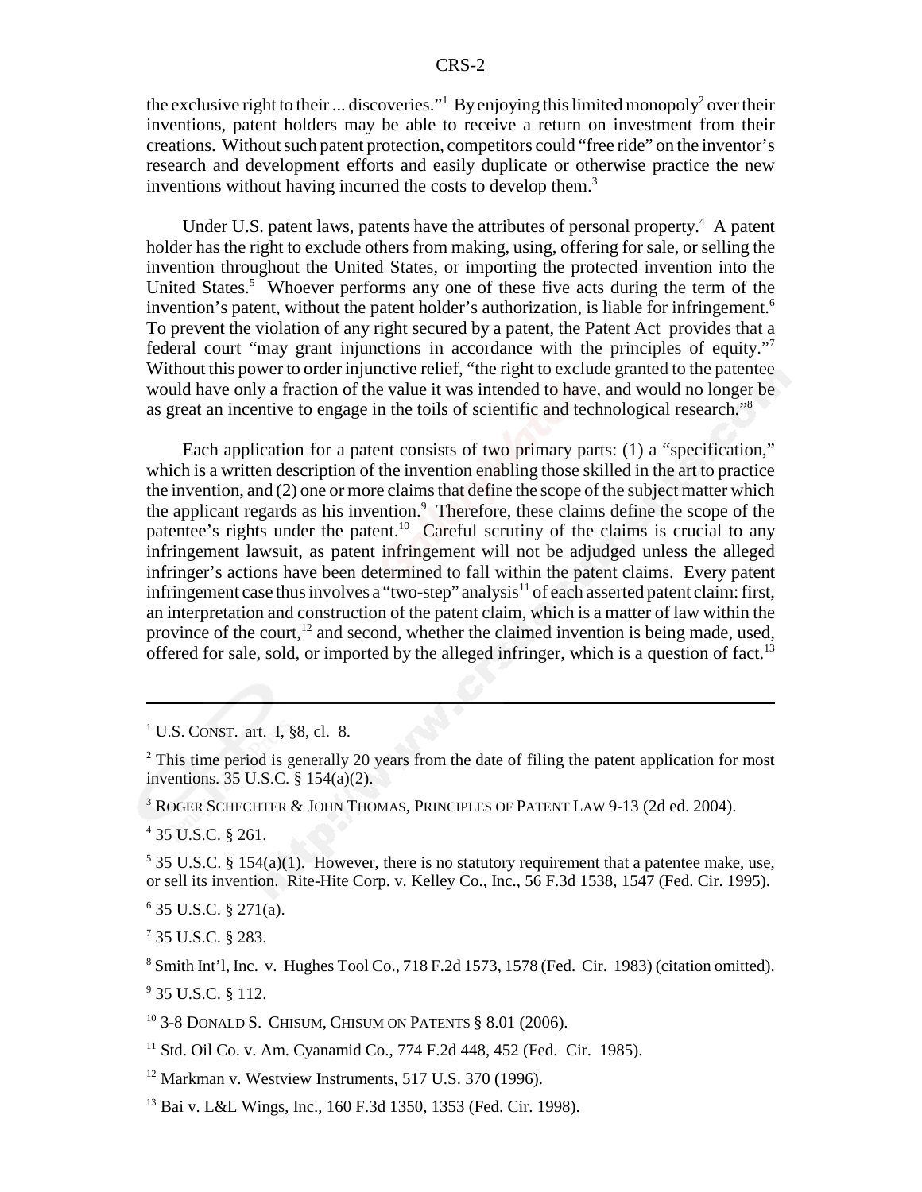the exclusive right to their ... discoveries."[1] By enjoying this limited monopoly[2] over their inventions, patent holders may be able to receive a return on investment from their creations. Without such patent protection, competitors could "free ride" on the inventor's research and development efforts and easily duplicate or otherwise practice the new inventions without having incurred the costs to develop them.[3]

Under U.S. patent laws, patents have the attributes of personal property.[4] A patent holder has the right to exclude others from making, using, offering for sale, or selling the invention throughout the United States, or importing the protected invention into the United States.[5] Whoever performs any one of these five acts during the term of the invention's patent, without the patent holder's authorization, is liable for infringement.[6] To prevent the violation of any right secured by a patent, the Patent Act provides that a federal court "may grant injunctions in accordance with the principles of equity."[7] Without this power to order injunctive relief, "the right to exclude granted to the patentee would have only a fraction of the value it was intended to have, and would no longer be as great an incentive to engage in the toils of scientific and technological research."[8]

Each application for a patent consists of two primary parts: (1) a "specification," which is a written description of the invention enabling those skilled in the art to practice the invention, and (2) one or more claims that define the scope of the subject matter which the applicant regards as his invention.[9] Therefore, these claims define the scope of the patentee's rights under the patent.[10] Careful scrutiny of the claims is crucial to any infringement lawsuit, as patent infringement will not be adjudged unless the alleged infringer's actions have been determined to fall within the patent claims. Every patent infringement case thus involves a "two-step" analysis[11] of each asserted patent claim: first, an interpretation and construction of the patent claim, which is a matter of law within the province of the court,[12] and second, whether the claimed invention is being made, used, offered for sale, sold, or imported by the alleged infringer, which is a question of fact.[13]

---

[1] U.S. CONST. art. I, §8, cl. 8.

[2] This time period is generally 20 years from the date of filing the patent application for most inventions. 35 U.S.C. § 154(a)(2).

[3] ROGER SCHECHTER & JOHN THOMAS, PRINCIPLES OF PATENT LAW 9-13 (2d ed. 2004).

[4] 35 U.S.C. § 261.

[5] 35 U.S.C. § 154(a)(1). However, there is no statutory requirement that a patentee make, use, or sell its invention. Rite-Hite Corp. v. Kelley Co., Inc., 56 F.3d 1538, 1547 (Fed. Cir. 1995).

[6] 35 U.S.C. § 271(a).

[7] 35 U.S.C. § 283.

[8] Smith Int'l, Inc. v. Hughes Tool Co., 718 F.2d 1573, 1578 (Fed. Cir. 1983) (citation omitted).

[9] 35 U.S.C. § 112.

[10] 3-8 DONALD S. CHISUM, CHISUM ON PATENTS § 8.01 (2006).

[11] Std. Oil Co. v. Am. Cyanamid Co., 774 F.2d 448, 452 (Fed. Cir. 1985).

[12] Markman v. Westview Instruments, 517 U.S. 370 (1996).

[13] Bai v. L&L Wings, Inc., 160 F.3d 1350, 1353 (Fed. Cir. 1998).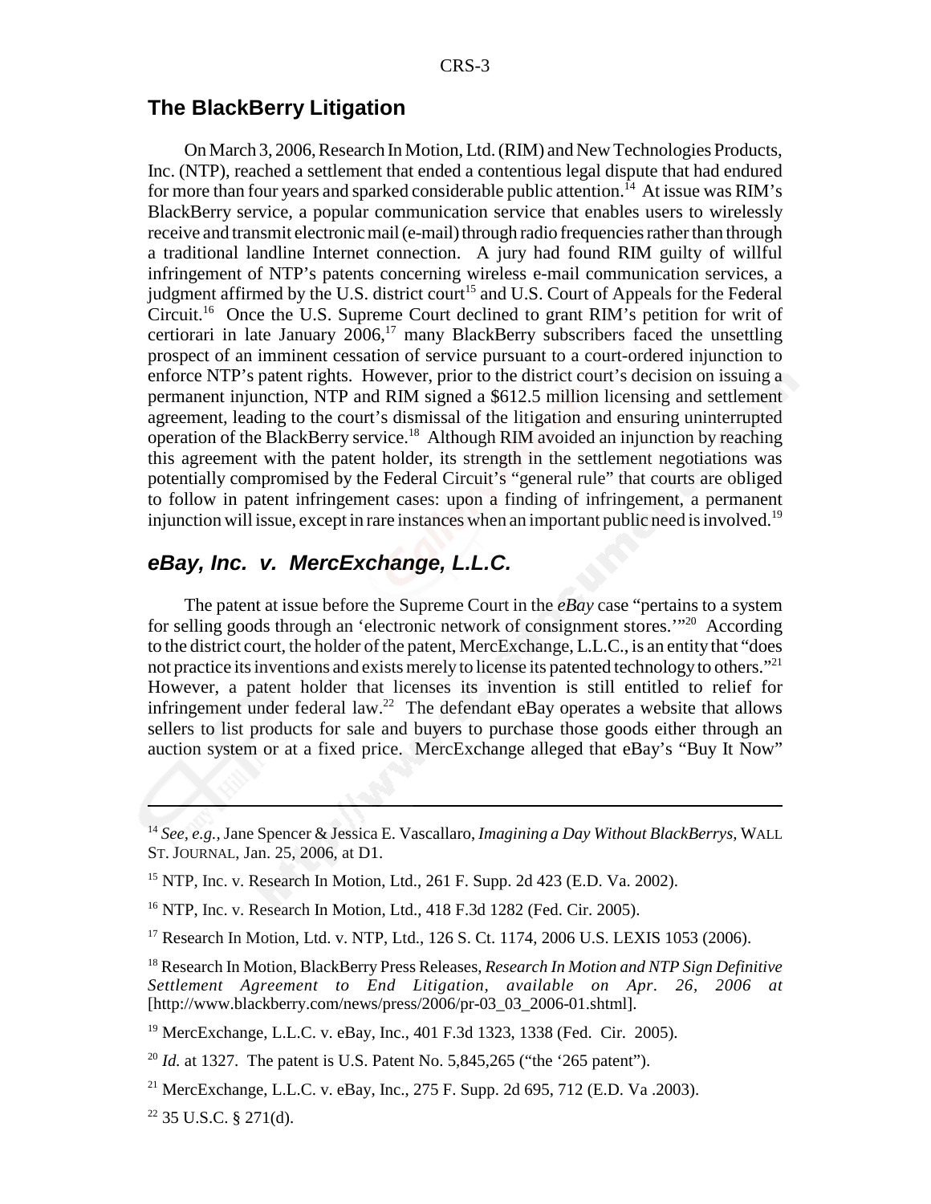## The BlackBerry Litigation

On March 3, 2006, Research In Motion, Ltd. (RIM) and New Technologies Products, Inc. (NTP), reached a settlement that ended a contentious legal dispute that had endured for more than four years and sparked considerable public attention.[14] At issue was RIM's BlackBerry service, a popular communication service that enables users to wirelessly receive and transmit electronic mail (e-mail) through radio frequencies rather than through a traditional landline Internet connection. A jury had found RIM guilty of willful infringement of NTP's patents concerning wireless e-mail communication services, a judgment affirmed by the U.S. district court[15] and U.S. Court of Appeals for the Federal Circuit.[16] Once the U.S. Supreme Court declined to grant RIM's petition for writ of certiorari in late January 2006,[17] many BlackBerry subscribers faced the unsettling prospect of an imminent cessation of service pursuant to a court-ordered injunction to enforce NTP's patent rights. However, prior to the district court's decision on issuing a permanent injunction, NTP and RIM signed a $612.5 million licensing and settlement agreement, leading to the court's dismissal of the litigation and ensuring uninterrupted operation of the BlackBerry service.[18] Although RIM avoided an injunction by reaching this agreement with the patent holder, its strength in the settlement negotiations was potentially compromised by the Federal Circuit's "general rule" that courts are obliged to follow in patent infringement cases: upon a finding of infringement, a permanent injunction will issue, except in rare instances when an important public need is involved.[19]

## *eBay, Inc. v. MercExchange, L.L.C.*

The patent at issue before the Supreme Court in the *eBay* case "pertains to a system for selling goods through an 'electronic network of consignment stores.'"[20] According to the district court, the holder of the patent, MercExchange, L.L.C., is an entity that "does not practice its inventions and exists merely to license its patented technology to others."[21] However, a patent holder that licenses its invention is still entitled to relief for infringement under federal law.[22] The defendant eBay operates a website that allows sellers to list products for sale and buyers to purchase those goods either through an auction system or at a fixed price. MercExchange alleged that eBay's "Buy It Now"

---

[14] *See, e.g.*, Jane Spencer & Jessica E. Vascallaro, *Imagining a Day Without BlackBerrys*, WALL ST. JOURNAL, Jan. 25, 2006, at D1.

[15] NTP, Inc. v. Research In Motion, Ltd., 261 F. Supp. 2d 423 (E.D. Va. 2002).

[16] NTP, Inc. v. Research In Motion, Ltd., 418 F.3d 1282 (Fed. Cir. 2005).

[17] Research In Motion, Ltd. v. NTP, Ltd., 126 S. Ct. 1174, 2006 U.S. LEXIS 1053 (2006).

[18] Research In Motion, BlackBerry Press Releases, *Research In Motion and NTP Sign Definitive Settlement Agreement to End Litigation*, *available on Apr. 26, 2006 at* [http://www.blackberry.com/news/press/2006/pr-03_03_2006-01.shtml].

[19] MercExchange, L.L.C. v. eBay, Inc., 401 F.3d 1323, 1338 (Fed. Cir. 2005).

[20] *Id.* at 1327. The patent is U.S. Patent No. 5,845,265 ("the '265 patent").

[21] MercExchange, L.L.C. v. eBay, Inc., 275 F. Supp. 2d 695, 712 (E.D. Va .2003).

[22] 35 U.S.C. § 271(d).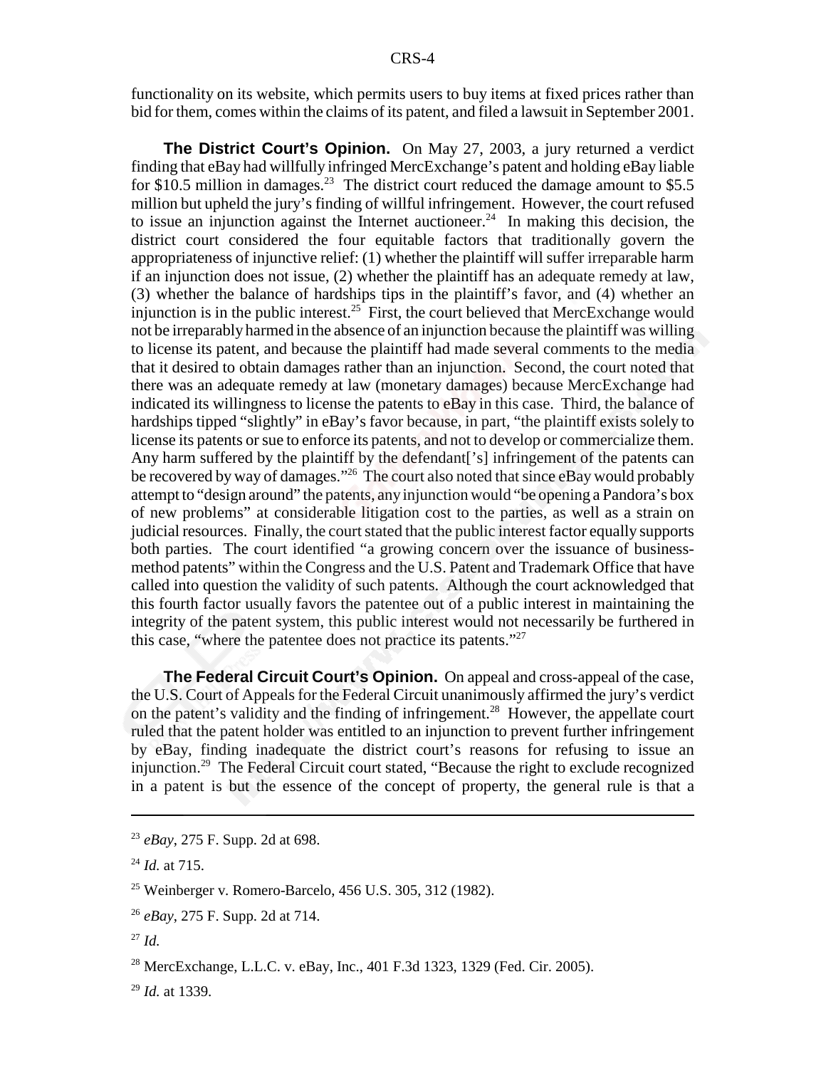functionality on its website, which permits users to buy items at fixed prices rather than bid for them, comes within the claims of its patent, and filed a lawsuit in September 2001.

**The District Court's Opinion.** On May 27, 2003, a jury returned a verdict finding that eBay had willfully infringed MercExchange's patent and holding eBay liable for $10.5 million in damages.[23] The district court reduced the damage amount to $5.5 million but upheld the jury's finding of willful infringement. However, the court refused to issue an injunction against the Internet auctioneer.[24] In making this decision, the district court considered the four equitable factors that traditionally govern the appropriateness of injunctive relief: (1) whether the plaintiff will suffer irreparable harm if an injunction does not issue, (2) whether the plaintiff has an adequate remedy at law, (3) whether the balance of hardships tips in the plaintiff's favor, and (4) whether an injunction is in the public interest.[25] First, the court believed that MercExchange would not be irreparably harmed in the absence of an injunction because the plaintiff was willing to license its patent, and because the plaintiff had made several comments to the media that it desired to obtain damages rather than an injunction. Second, the court noted that there was an adequate remedy at law (monetary damages) because MercExchange had indicated its willingness to license the patents to eBay in this case. Third, the balance of hardships tipped "slightly" in eBay's favor because, in part, "the plaintiff exists solely to license its patents or sue to enforce its patents, and not to develop or commercialize them. Any harm suffered by the plaintiff by the defendant['s] infringement of the patents can be recovered by way of damages."[26] The court also noted that since eBay would probably attempt to "design around" the patents, any injunction would "be opening a Pandora's box of new problems" at considerable litigation cost to the parties, as well as a strain on judicial resources. Finally, the court stated that the public interest factor equally supports both parties. The court identified "a growing concern over the issuance of business-method patents" within the Congress and the U.S. Patent and Trademark Office that have called into question the validity of such patents. Although the court acknowledged that this fourth factor usually favors the patentee out of a public interest in maintaining the integrity of the patent system, this public interest would not necessarily be furthered in this case, "where the patentee does not practice its patents."[27]

**The Federal Circuit Court's Opinion.** On appeal and cross-appeal of the case, the U.S. Court of Appeals for the Federal Circuit unanimously affirmed the jury's verdict on the patent's validity and the finding of infringement.[28] However, the appellate court ruled that the patent holder was entitled to an injunction to prevent further infringement by eBay, finding inadequate the district court's reasons for refusing to issue an injunction.[29] The Federal Circuit court stated, "Because the right to exclude recognized in a patent is but the essence of the concept of property, the general rule is that a

---

[23] *eBay*, 275 F. Supp. 2d at 698.

[24] *Id.* at 715.

[25] Weinberger v. Romero-Barcelo, 456 U.S. 305, 312 (1982).

[26] *eBay*, 275 F. Supp. 2d at 714.

[27] *Id.*

[28] MercExchange, L.L.C. v. eBay, Inc., 401 F.3d 1323, 1329 (Fed. Cir. 2005).

[29] *Id.* at 1339.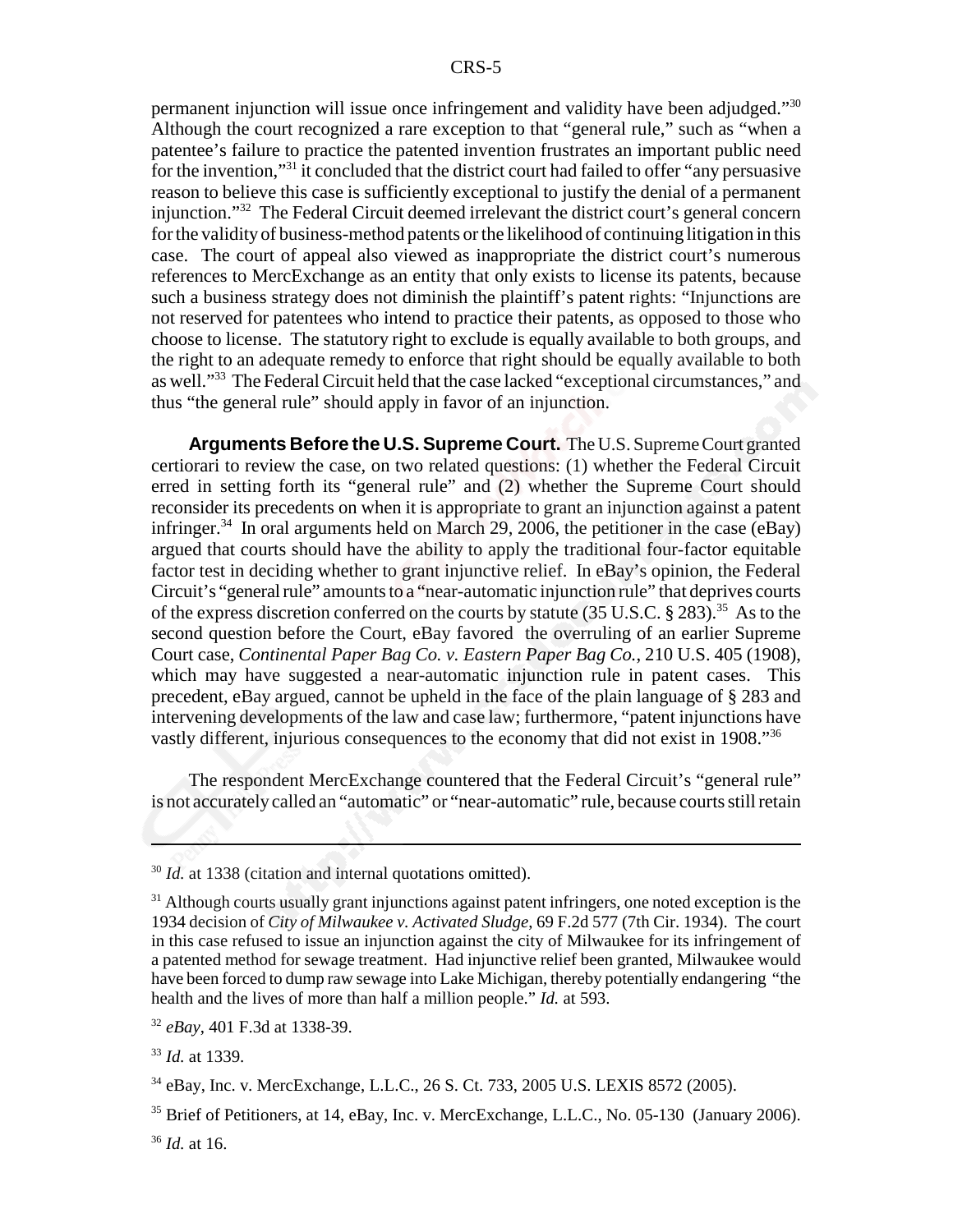permanent injunction will issue once infringement and validity have been adjudged."[30] Although the court recognized a rare exception to that "general rule," such as "when a patentee's failure to practice the patented invention frustrates an important public need for the invention,"[31] it concluded that the district court had failed to offer "any persuasive reason to believe this case is sufficiently exceptional to justify the denial of a permanent injunction."[32] The Federal Circuit deemed irrelevant the district court's general concern for the validity of business-method patents or the likelihood of continuing litigation in this case. The court of appeal also viewed as inappropriate the district court's numerous references to MercExchange as an entity that only exists to license its patents, because such a business strategy does not diminish the plaintiff's patent rights: "Injunctions are not reserved for patentees who intend to practice their patents, as opposed to those who choose to license. The statutory right to exclude is equally available to both groups, and the right to an adequate remedy to enforce that right should be equally available to both as well."[33] The Federal Circuit held that the case lacked "exceptional circumstances," and thus "the general rule" should apply in favor of an injunction.

**Arguments Before the U.S. Supreme Court.** The U.S. Supreme Court granted certiorari to review the case, on two related questions: (1) whether the Federal Circuit erred in setting forth its "general rule" and (2) whether the Supreme Court should reconsider its precedents on when it is appropriate to grant an injunction against a patent infringer.[34] In oral arguments held on March 29, 2006, the petitioner in the case (eBay) argued that courts should have the ability to apply the traditional four-factor equitable factor test in deciding whether to grant injunctive relief. In eBay's opinion, the Federal Circuit's "general rule" amounts to a "near-automatic injunction rule" that deprives courts of the express discretion conferred on the courts by statute (35 U.S.C. § 283).[35] As to the second question before the Court, eBay favored the overruling of an earlier Supreme Court case, *Continental Paper Bag Co. v. Eastern Paper Bag Co.*, 210 U.S. 405 (1908), which may have suggested a near-automatic injunction rule in patent cases. This precedent, eBay argued, cannot be upheld in the face of the plain language of § 283 and intervening developments of the law and case law; furthermore, "patent injunctions have vastly different, injurious consequences to the economy that did not exist in 1908."[36]

The respondent MercExchange countered that the Federal Circuit's "general rule" is not accurately called an "automatic" or "near-automatic" rule, because courts still retain

---

[30] *Id.* at 1338 (citation and internal quotations omitted).

[31] Although courts usually grant injunctions against patent infringers, one noted exception is the 1934 decision of *City of Milwaukee v. Activated Sludge*, 69 F.2d 577 (7th Cir. 1934). The court in this case refused to issue an injunction against the city of Milwaukee for its infringement of a patented method for sewage treatment. Had injunctive relief been granted, Milwaukee would have been forced to dump raw sewage into Lake Michigan, thereby potentially endangering "the health and the lives of more than half a million people." *Id.* at 593.

[32] *eBay*, 401 F.3d at 1338-39.

[33] *Id.* at 1339.

[34] eBay, Inc. v. MercExchange, L.L.C., 26 S. Ct. 733, 2005 U.S. LEXIS 8572 (2005).

[35] Brief of Petitioners, at 14, eBay, Inc. v. MercExchange, L.L.C., No. 05-130 (January 2006).

[36] *Id.* at 16.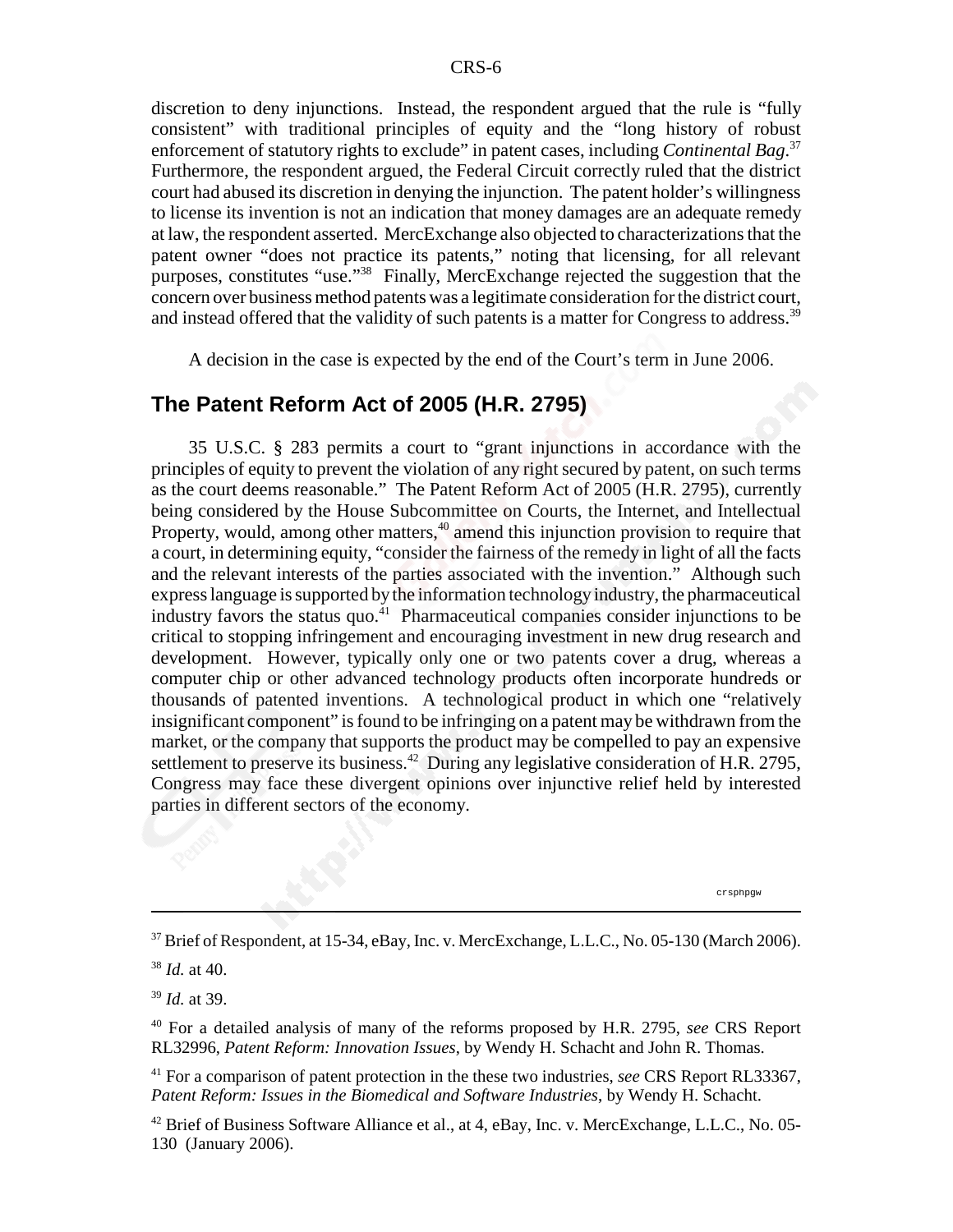discretion to deny injunctions. Instead, the respondent argued that the rule is "fully consistent" with traditional principles of equity and the "long history of robust enforcement of statutory rights to exclude" in patent cases, including *Continental Bag*.[37] Furthermore, the respondent argued, the Federal Circuit correctly ruled that the district court had abused its discretion in denying the injunction. The patent holder's willingness to license its invention is not an indication that money damages are an adequate remedy at law, the respondent asserted. MercExchange also objected to characterizations that the patent owner "does not practice its patents," noting that licensing, for all relevant purposes, constitutes "use."[38] Finally, MercExchange rejected the suggestion that the concern over business method patents was a legitimate consideration for the district court, and instead offered that the validity of such patents is a matter for Congress to address.[39]

A decision in the case is expected by the end of the Court's term in June 2006.

## The Patent Reform Act of 2005 (H.R. 2795)

35 U.S.C. § 283 permits a court to "grant injunctions in accordance with the principles of equity to prevent the violation of any right secured by patent, on such terms as the court deems reasonable." The Patent Reform Act of 2005 (H.R. 2795), currently being considered by the House Subcommittee on Courts, the Internet, and Intellectual Property, would, among other matters,[40] amend this injunction provision to require that a court, in determining equity, "consider the fairness of the remedy in light of all the facts and the relevant interests of the parties associated with the invention." Although such express language is supported by the information technology industry, the pharmaceutical industry favors the status quo.[41] Pharmaceutical companies consider injunctions to be critical to stopping infringement and encouraging investment in new drug research and development. However, typically only one or two patents cover a drug, whereas a computer chip or other advanced technology products often incorporate hundreds or thousands of patented inventions. A technological product in which one "relatively insignificant component" is found to be infringing on a patent may be withdrawn from the market, or the company that supports the product may be compelled to pay an expensive settlement to preserve its business.[42] During any legislative consideration of H.R. 2795, Congress may face these divergent opinions over injunctive relief held by interested parties in different sectors of the economy.

crsphpgw

---

[37] Brief of Respondent, at 15-34, eBay, Inc. v. MercExchange, L.L.C., No. 05-130 (March 2006).

[38] *Id.* at 40.

[39] *Id.* at 39.

[40] For a detailed analysis of many of the reforms proposed by H.R. 2795, *see* CRS Report RL32996, *Patent Reform: Innovation Issues*, by Wendy H. Schacht and John R. Thomas.

[41] For a comparison of patent protection in the these two industries, *see* CRS Report RL33367, *Patent Reform: Issues in the Biomedical and Software Industries*, by Wendy H. Schacht.

[42] Brief of Business Software Alliance et al., at 4, eBay, Inc. v. MercExchange, L.L.C., No. 05-130 (January 2006).